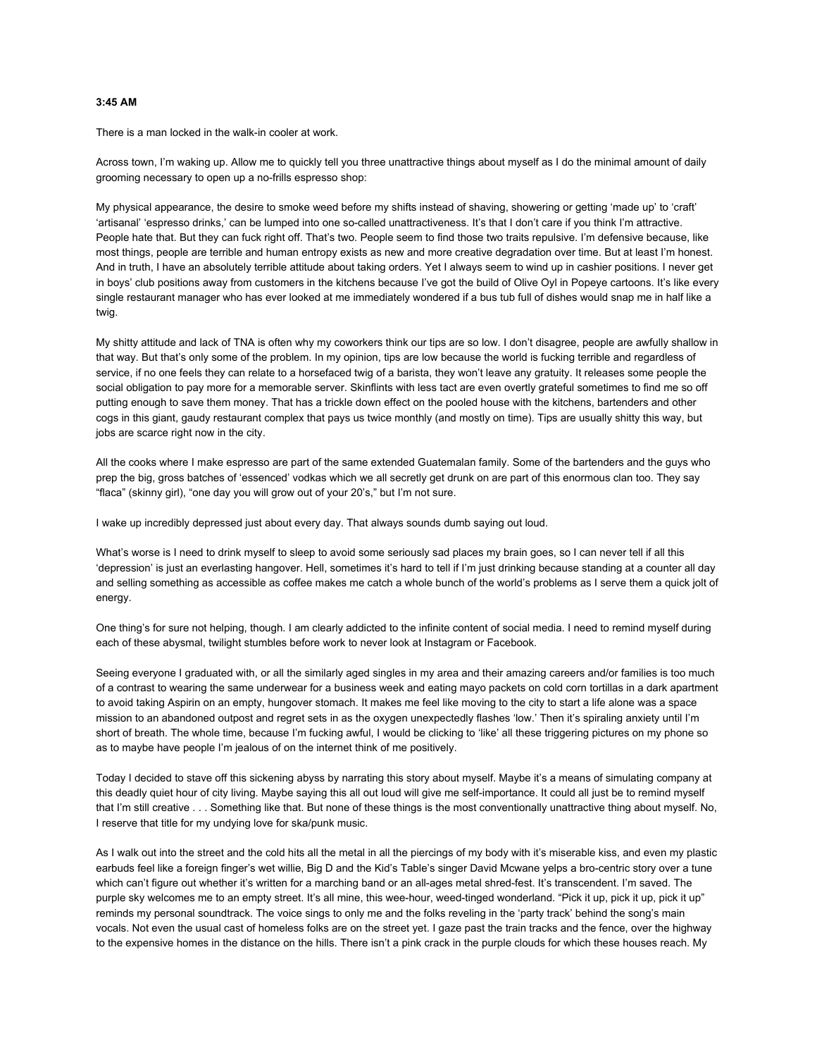**3:45 AM**

There is a man locked in the walk-in cooler at work.

Across town, I'm waking up. Allow me to quickly tell you three unattractive things about myself as I do the minimal amount of daily grooming necessary to open up a no-frills espresso shop:

My physical appearance, the desire to smoke weed before my shifts instead of shaving, showering or getting 'made up' to 'craft' 'artisanal' 'espresso drinks,' can be lumped into one so-called unattractiveness. It's that I don't care if you think I'm attractive. People hate that. But they can fuck right off. That's two. People seem to find those two traits repulsive. I'm defensive because, like most things, people are terrible and human entropy exists as new and more creative degradation over time. But at least I'm honest. And in truth, I have an absolutely terrible attitude about taking orders. Yet I always seem to wind up in cashier positions. I never get in boys' club positions away from customers in the kitchens because I've got the build of Olive Oyl in Popeye cartoons. It's like every single restaurant manager who has ever looked at me immediately wondered if a bus tub full of dishes would snap me in half like a twig.

My shitty attitude and lack of TNA is often why my coworkers think our tips are so low. I don't disagree, people are awfully shallow in that way. But that's only some of the problem. In my opinion, tips are low because the world is fucking terrible and regardless of service, if no one feels they can relate to a horsefaced twig of a barista, they won't leave any gratuity. It releases some people the social obligation to pay more for a memorable server. Skinflints with less tact are even overtly grateful sometimes to find me so off putting enough to save them money. That has a trickle down effect on the pooled house with the kitchens, bartenders and other cogs in this giant, gaudy restaurant complex that pays us twice monthly (and mostly on time). Tips are usually shitty this way, but jobs are scarce right now in the city.

All the cooks where I make espresso are part of the same extended Guatemalan family. Some of the bartenders and the guys who prep the big, gross batches of 'essenced' vodkas which we all secretly get drunk on are part of this enormous clan too. They say "flaca" (skinny girl), "one day you will grow out of your 20's," but I'm not sure.

I wake up incredibly depressed just about every day. That always sounds dumb saying out loud.

What's worse is I need to drink myself to sleep to avoid some seriously sad places my brain goes, so I can never tell if all this 'depression' is just an everlasting hangover. Hell, sometimes it's hard to tell if I'm just drinking because standing at a counter all day and selling something as accessible as coffee makes me catch a whole bunch of the world's problems as I serve them a quick jolt of energy.

One thing's for sure not helping, though. I am clearly addicted to the infinite content of social media. I need to remind myself during each of these abysmal, twilight stumbles before work to never look at Instagram or Facebook.

Seeing everyone I graduated with, or all the similarly aged singles in my area and their amazing careers and/or families is too much of a contrast to wearing the same underwear for a business week and eating mayo packets on cold corn tortillas in a dark apartment to avoid taking Aspirin on an empty, hungover stomach. It makes me feel like moving to the city to start a life alone was a space mission to an abandoned outpost and regret sets in as the oxygen unexpectedly flashes 'low.' Then it's spiraling anxiety until I'm short of breath. The whole time, because I'm fucking awful, I would be clicking to 'like' all these triggering pictures on my phone so as to maybe have people I'm jealous of on the internet think of me positively.

Today I decided to stave off this sickening abyss by narrating this story about myself. Maybe it's a means of simulating company at this deadly quiet hour of city living. Maybe saying this all out loud will give me self-importance. It could all just be to remind myself that I'm still creative . . . Something like that. But none of these things is the most conventionally unattractive thing about myself. No, I reserve that title for my undying love for ska/punk music.

As I walk out into the street and the cold hits all the metal in all the piercings of my body with it's miserable kiss, and even my plastic earbuds feel like a foreign finger's wet willie, Big D and the Kid's Table's singer David Mcwane yelps a bro-centric story over a tune which can't figure out whether it's written for a marching band or an all-ages metal shred-fest. It's transcendent. I'm saved. The purple sky welcomes me to an empty street. It's all mine, this wee-hour, weed-tinged wonderland. "Pick it up, pick it up, pick it up" reminds my personal soundtrack. The voice sings to only me and the folks reveling in the 'party track' behind the song's main vocals. Not even the usual cast of homeless folks are on the street yet. I gaze past the train tracks and the fence, over the highway to the expensive homes in the distance on the hills. There isn't a pink crack in the purple clouds for which these houses reach. My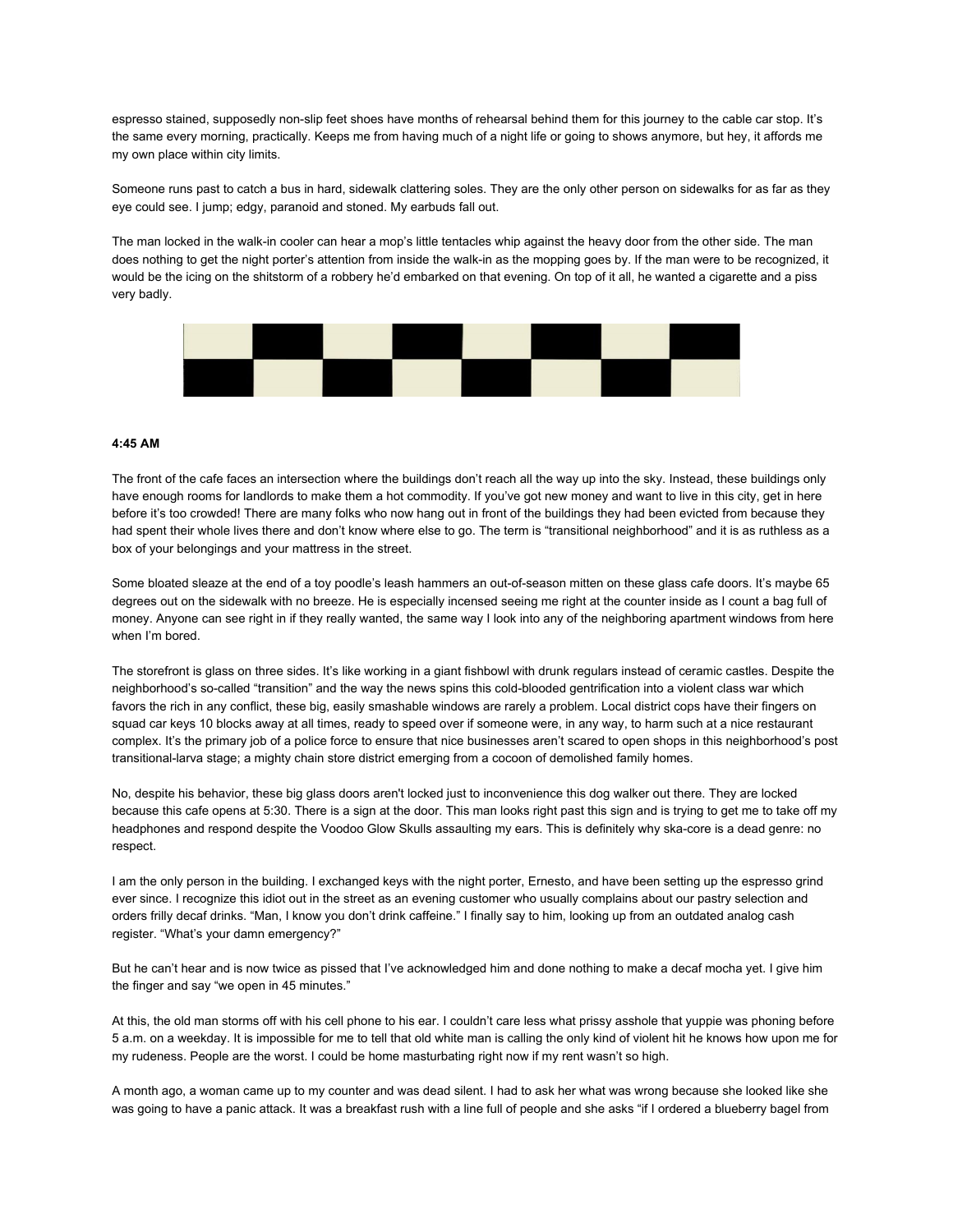espresso stained, supposedly non-slip feet shoes have months of rehearsal behind them for this journey to the cable car stop. It's the same every morning, practically. Keeps me from having much of a night life or going to shows anymore, but hey, it affords me my own place within city limits.

Someone runs past to catch a bus in hard, sidewalk clattering soles. They are the only other person on sidewalks for as far as they eye could see. I jump; edgy, paranoid and stoned. My earbuds fall out.

The man locked in the walk-in cooler can hear a mop's little tentacles whip against the heavy door from the other side. The man does nothing to get the night porter's attention from inside the walk-in as the mopping goes by. If the man were to be recognized, it would be the icing on the shitstorm of a robbery he'd embarked on that evening. On top of it all, he wanted a cigarette and a piss very badly.

**4:45 AM**

The front of the cafe faces an intersection where the buildings don't reach all the way up into the sky. Instead, these buildings only have enough rooms for landlords to make them a hot commodity. If you've got new money and want to live in this city, get in here before it's too crowded! There are many folks who now hang out in front of the buildings they had been evicted from because they had spent their whole lives there and don't know where else to go. The term is "transitional neighborhood" and it is as ruthless as a box of your belongings and your mattress in the street.

Some bloated sleaze at the end of a toy poodle's leash hammers an out-of-season mitten on these glass cafe doors. It's maybe 65 degrees out on the sidewalk with no breeze. He is especially incensed seeing me right at the counter inside as I count a bag full of money. Anyone can see right in if they really wanted, the same way I look into any of the neighboring apartment windows from here when I'm bored.

The storefront is glass on three sides. It's like working in a giant fishbowl with drunk regulars instead of ceramic castles. Despite the neighborhood's so-called "transition" and the way the news spins this cold-blooded gentrification into a violent class war which favors the rich in any conflict, these big, easily smashable windows are rarely a problem. Local district cops have their fingers on squad car keys 10 blocks away at all times, ready to speed over if someone were, in any way, to harm such at a nice restaurant complex. It's the primary job of a police force to ensure that nice businesses aren't scared to open shops in this neighborhood's post transitional-larva stage; a mighty chain store district emerging from a cocoon of demolished family homes.

No, despite his behavior, these big glass doors aren't locked just to inconvenience this dog walker out there. They are locked because this cafe opens at 5:30. There is a sign at the door. This man looks right past this sign and is trying to get me to take off my headphones and respond despite the Voodoo Glow Skulls assaulting my ears. This is definitely why ska-core is a dead genre: no respect.

I am the only person in the building. I exchanged keys with the night porter, Ernesto, and have been setting up the espresso grind ever since. I recognize this idiot out in the street as an evening customer who usually complains about our pastry selection and orders frilly decaf drinks. "Man, I know you don't drink caffeine." I finally say to him, looking up from an outdated analog cash register. "What's your damn emergency?"

But he can't hear and is now twice as pissed that I've acknowledged him and done nothing to make a decaf mocha yet. I give him the finger and say "we open in 45 minutes."

At this, the old man storms off with his cell phone to his ear. I couldn't care less what prissy asshole that yuppie was phoning before 5 a.m. on a weekday. It is impossible for me to tell that old white man is calling the only kind of violent hit he knows how upon me for my rudeness. People are the worst. I could be home masturbating right now if my rent wasn't so high.

A month ago, a woman came up to my counter and was dead silent. I had to ask her what was wrong because she looked like she was going to have a panic attack. It was a breakfast rush with a line full of people and she asks "if I ordered a blueberry bagel from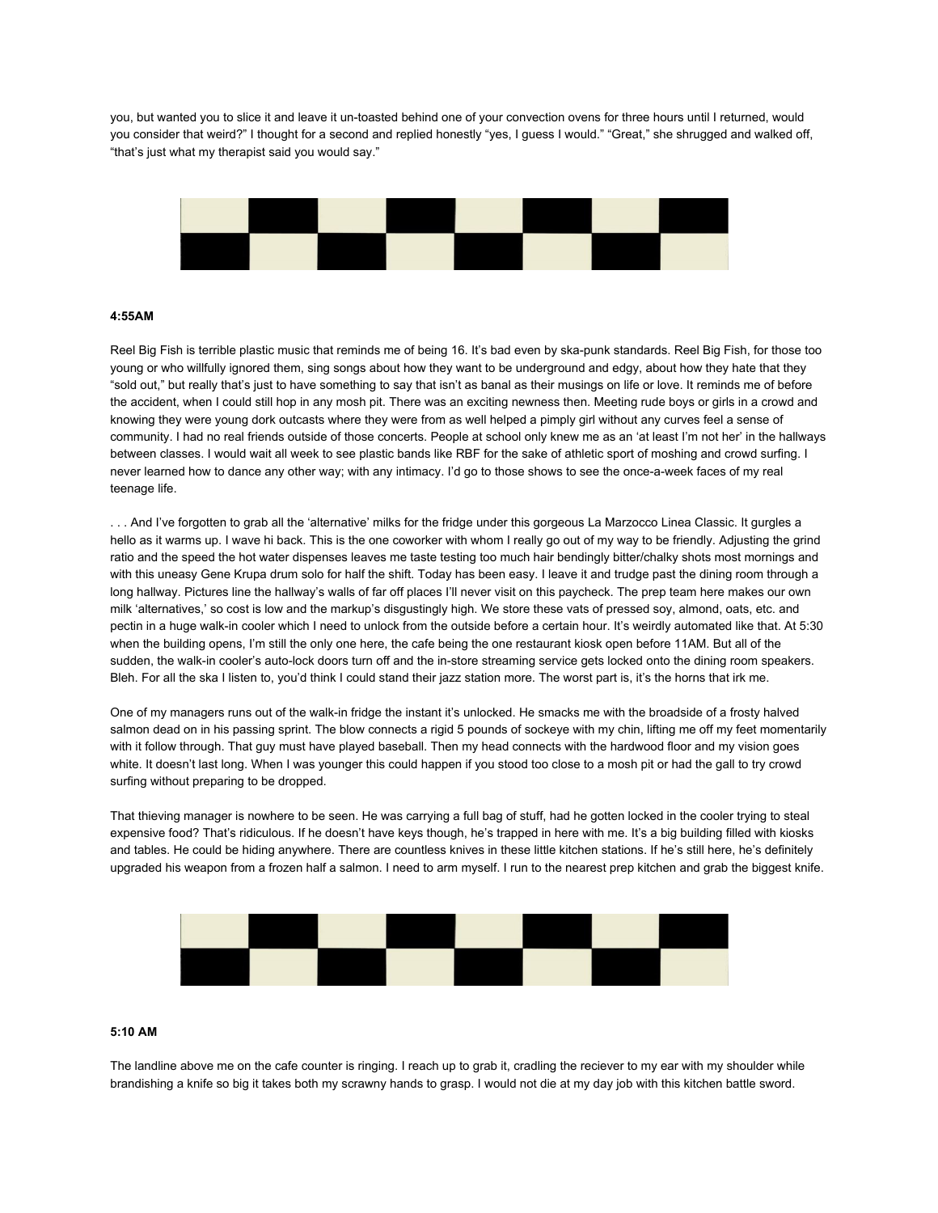you, but wanted you to slice it and leave it un-toasted behind one of your convection ovens for three hours until I returned, would you consider that weird?" I thought for a second and replied honestly "yes, I guess I would." "Great," she shrugged and walked off, "that's just what my therapist said you would say."

**4:55AM**

Reel Big Fish is terrible plastic music that reminds me of being 16. It's bad even by ska-punk standards. Reel Big Fish, for those too young or who willfully ignored them, sing songs about how they want to be underground and edgy, about how they hate that they "sold out," but really that's just to have something to say that isn't as banal as their musings on life or love. It reminds me of before the accident, when I could still hop in any mosh pit. There was an exciting newness then. Meeting rude boys or girls in a crowd and knowing they were young dork outcasts where they were from as well helped a pimply girl without any curves feel a sense of community. I had no real friends outside of those concerts. People at school only knew me as an 'at least I'm not her' in the hallways between classes. I would wait all week to see plastic bands like RBF for the sake of athletic sport of moshing and crowd surfing. I never learned how to dance any other way; with any intimacy. I'd go to those shows to see the once-a-week faces of my real teenage life.

. . . And I've forgotten to grab all the 'alternative' milks for the fridge under this gorgeous La Marzocco Linea Classic. It gurgles a hello as it warms up. I wave hi back. This is the one coworker with whom I really go out of my way to be friendly. Adjusting the grind ratio and the speed the hot water dispenses leaves me taste testing too much hair bendingly bitter/chalky shots most mornings and with this uneasy Gene Krupa drum solo for half the shift. Today has been easy. I leave it and trudge past the dining room through a long hallway. Pictures line the hallway's walls of far off places I'll never visit on this paycheck. The prep team here makes our own milk 'alternatives,' so cost is low and the markup's disgustingly high. We store these vats of pressed soy, almond, oats, etc. and pectin in a huge walk-in cooler which I need to unlock from the outside before a certain hour. It's weirdly automated like that. At 5:30 when the building opens, I'm still the only one here, the cafe being the one restaurant kiosk open before 11AM. But all of the sudden, the walk-in cooler's auto-lock doors turn off and the in-store streaming service gets locked onto the dining room speakers. Bleh. For all the ska I listen to, you'd think I could stand their jazz station more. The worst part is, it's the horns that irk me.

One of my managers runs out of the walk-in fridge the instant it's unlocked. He smacks me with the broadside of a frosty halved salmon dead on in his passing sprint. The blow connects a rigid 5 pounds of sockeye with my chin, lifting me off my feet momentarily with it follow through. That guy must have played baseball. Then my head connects with the hardwood floor and my vision goes white. It doesn't last long. When I was younger this could happen if you stood too close to a mosh pit or had the gall to try crowd surfing without preparing to be dropped.

That thieving manager is nowhere to be seen. He was carrying a full bag of stuff, had he gotten locked in the cooler trying to steal expensive food? That's ridiculous. If he doesn't have keys though, he's trapped in here with me. It's a big building filled with kiosks and tables. He could be hiding anywhere. There are countless knives in these little kitchen stations. If he's still here, he's definitely upgraded his weapon from a frozen half a salmon. I need to arm myself. I run to the nearest prep kitchen and grab the biggest knife.

**5:10 AM**

The landline above me on the cafe counter is ringing. I reach up to grab it, cradling the reciever to my ear with my shoulder while brandishing a knife so big it takes both my scrawny hands to grasp. I would not die at my day job with this kitchen battle sword.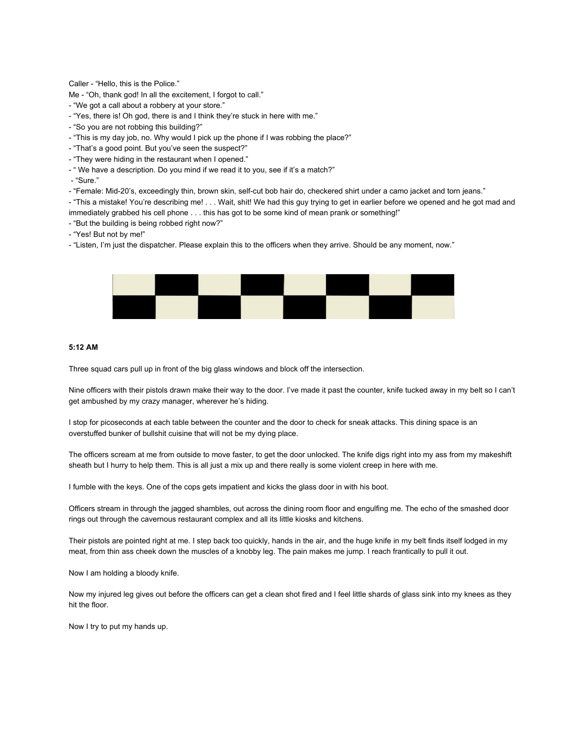Caller - "Hello, this is the Police."
Me - "Oh, thank god! In all the excitement, I forgot to call."
- "We got a call about a robbery at your store."
- "Yes, there is! Oh god, there is and I think they're stuck in here with me."
- "So you are not robbing this building?"
- "This is my day job, no. Why would I pick up the phone if I was robbing the place?"
- "That's a good point. But you've seen the suspect?"
- "They were hiding in the restaurant when I opened."
- " We have a description. Do you mind if we read it to you, see if it's a match?"
- "Sure."
- "Female: Mid-20's, exceedingly thin, brown skin, self-cut bob hair do, checkered shirt under a camo jacket and torn jeans."
- "This a mistake! You're describing me! . . . Wait, shit! We had this guy trying to get in earlier before we opened and he got mad and immediately grabbed his cell phone . . . this has got to be some kind of mean prank or something!"
- "But the building is being robbed right now?"
- "Yes! But not by me!"
- "Listen, I'm just the dispatcher. Please explain this to the officers when they arrive. Should be any moment, now."

**5:12 AM**

Three squad cars pull up in front of the big glass windows and block off the intersection.

Nine officers with their pistols drawn make their way to the door. I've made it past the counter, knife tucked away in my belt so I can't get ambushed by my crazy manager, wherever he's hiding.

I stop for picoseconds at each table between the counter and the door to check for sneak attacks. This dining space is an overstuffed bunker of bullshit cuisine that will not be my dying place.

The officers scream at me from outside to move faster, to get the door unlocked. The knife digs right into my ass from my makeshift sheath but I hurry to help them. This is all just a mix up and there really is some violent creep in here with me.

I fumble with the keys. One of the cops gets impatient and kicks the glass door in with his boot.

Officers stream in through the jagged shambles, out across the dining room floor and engulfing me. The echo of the smashed door rings out through the cavernous restaurant complex and all its little kiosks and kitchens.

Their pistols are pointed right at me. I step back too quickly, hands in the air, and the huge knife in my belt finds itself lodged in my meat, from thin ass cheek down the muscles of a knobby leg. The pain makes me jump. I reach frantically to pull it out.

Now I am holding a bloody knife.

Now my injured leg gives out before the officers can get a clean shot fired and I feel little shards of glass sink into my knees as they hit the floor.

Now I try to put my hands up.